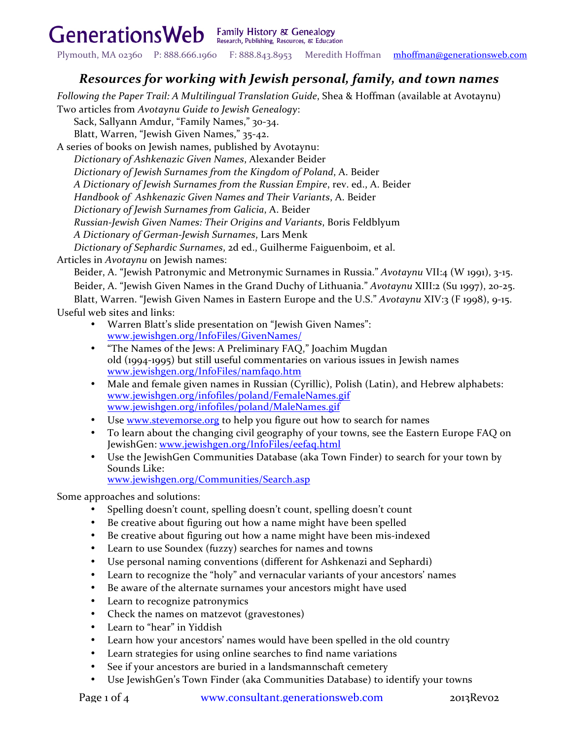GenerationsWeb Family History & Genealogy Research, Publishing, Resources, & Education

Plymouth, MA 02360 P: 888.666.1960 F: 888.843.8953 Meredith Hoffman mhoffman@generationsweb.com

## *Resources for working with Jewish personal, family, and town names*

*Following the Paper Trail: A Multilingual Translation Guide*, Shea & Hoffman (available at Avotaynu)

Two articles from *Avotaynu Guide to Jewish Genealogy*:

- Sack, Sallyann Amdur, "Family Names," 30-34.
- Blatt, Warren, "Jewish Given Names," 35-42.

A series of books on Jewish names, published by Avotaynu:

- *Dictionary of Ashkenazic Given Names*, Alexander Beider
- *Dictionary of Jewish Surnames from the Kingdom of Poland*, A. Beider
- *A Dictionary of Jewish Surnames from the Russian Empire*, rev. ed., A. Beider
- *Handbook of Ashkenazic Given Names and Their Variants*, A. Beider
- *Dictionary of Jewish Surnames from Galicia*, A. Beider
- *Russian-Jewish Given Names: Their Origins and Variants*, Boris Feldblyum
- *A Dictionary of German-Jewish Surnames*, Lars Menk
- *Dictionary of Sephardic Surnames*, 2d ed., Guilherme Faiguenboim, et al.

Articles in *Avotaynu* on Jewish names:

- Beider, A. "Jewish Patronymic and Metronymic Surnames in Russia." *Avotaynu* VII:4 (W 1991), 3-15.
- Beider, A. "Jewish Given Names in the Grand Duchy of Lithuania." *Avotaynu* XIII:2 (Su 1997), 20-25.
- Blatt, Warren. "Jewish Given Names in Eastern Europe and the U.S." *Avotaynu* XIV:3 (F 1998), 9-15.

Useful web sites and links:

- Warren Blatt's slide presentation on "Jewish Given Names": www.jewishgen.org/InfoFiles/GivenNames/
- "The Names of the Jews: A Preliminary FAQ," Joachim Mugdan old (1994-1995) but still useful commentaries on various issues in Jewish names www.jewishgen.org/InfoFiles/namfaq0.htm
- Male and female given names in Russian (Cyrillic), Polish (Latin), and Hebrew alphabets: www.jewishgen.org/infofiles/poland/FemaleNames.gif www.jewishgen.org/infofiles/poland/MaleNames.gif
- Use www.stevemorse.org to help you figure out how to search for names
- To learn about the changing civil geography of your towns, see the Eastern Europe FAQ on JewishGen: www.jewishgen.org/InfoFiles/eefaq.html
- Use the JewishGen Communities Database (aka Town Finder) to search for your town by Sounds Like: www.jewishgen.org/Communities/Search.asp

Some approaches and solutions:

- Spelling doesn't count, spelling doesn't count, spelling doesn't count
- Be creative about figuring out how a name might have been spelled
- Be creative about figuring out how a name might have been mis-indexed
- Learn to use Soundex (fuzzy) searches for names and towns
- Use personal naming conventions (different for Ashkenazi and Sephardi)
- Learn to recognize the "holy" and vernacular variants of your ancestors' names
- Be aware of the alternate surnames your ancestors might have used
- Learn to recognize patronymics
- Check the names on matzevot (gravestones)
- Learn to "hear" in Yiddish
- Learn how your ancestors' names would have been spelled in the old country
- Learn strategies for using online searches to find name variations
- See if your ancestors are buried in a landsmannschaft cemetery
- Use JewishGen's Town Finder (aka Communities Database) to identify your towns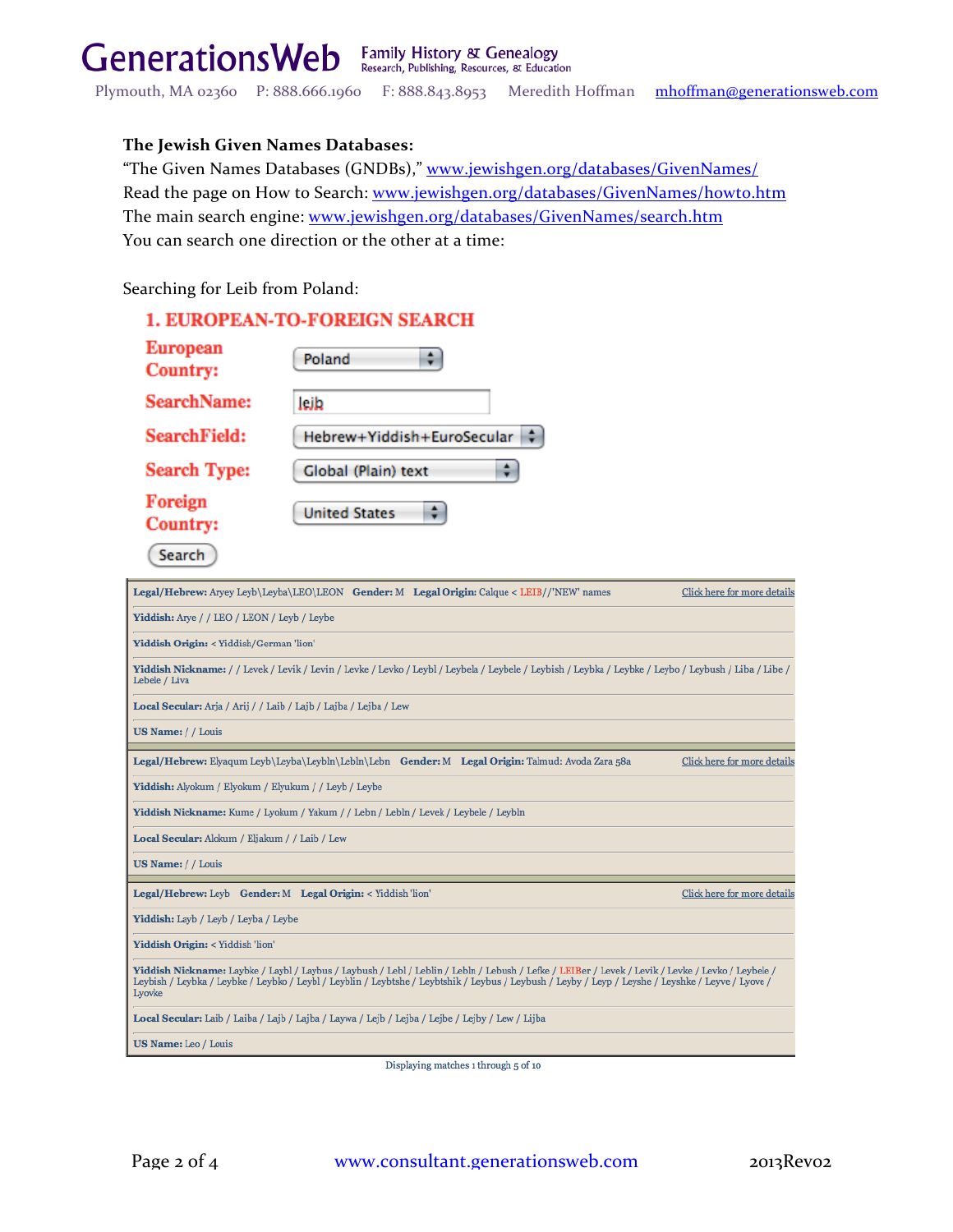**The Jewish Given Names Databases:**

"The Given Names Databases (GNDBs)," www.jewishgen.org/databases/GivenNames/

Read the page on How to Search: www.jewishgen.org/databases/GivenNames/howto.htm

The main search engine: www.jewishgen.org/databases/GivenNames/search.htm

You can search one direction or the other at a time:

Searching for Leib from Poland:

**1. EUROPEAN-TO-FOREIGN SEARCH**

| | |
|---|---|
| **European Country:** | Poland |
| **SearchName:** | lejb |
| **SearchField:** | Hebrew+Yiddish+EuroSecular |
| **Search Type:** | Global (Plain) text |
| **Foreign Country:** | United States |

Search

---

**Legal/Hebrew:** Aryey Leyb\Leyba\LEO\LEON **Gender:** M **Legal Origin:** Calque < LEIB//'NEW' names — Click here for more details

**Yiddish:** Arye / / LEO / LEON / Leyb / Leybe

**Yiddish Origin:** < Yiddish/German 'lion'

**Yiddish Nickname:** / / Levek / Levik / Levin / Levke / Levko / Leybl / Leybela / Leybele / Leybish / Leybka / Leybke / Leybo / Leybush / Liba / Libe / Lebele / Liva

**Local Secular:** Arja / Arij / / Laib / Lajb / Lajba / Lejba / Lew

**US Name:** / / Louis

---

**Legal/Hebrew:** Elyaqum Leyb\Leyba\Leybln\Lebln\Lebn **Gender:** M **Legal Origin:** Talmud: Avoda Zara 58a — Click here for more details

**Yiddish:** Alyokum / Elyokum / Elyukum / / Leyb / Leybe

**Yiddish Nickname:** Kume / Lyokum / Yakum / / Lebn / Lebln / Levek / Leybele / Leybln

**Local Secular:** Alekum / Eljakum / / Laib / Lew

**US Name:** / / Louis

---

**Legal/Hebrew:** Leyb **Gender:** M **Legal Origin:** < Yiddish 'lion' — Click here for more details

**Yiddish:** Layb / Leyb / Leyba / Leybe

**Yiddish Origin:** < Yiddish 'lion'

**Yiddish Nickname:** Laybke / Laybl / Laybus / Laybush / Lebl / Leblin / Lebln / Lebush / Lefke / LEIBer / Levek / Levik / Levke / Levko / Leybele / Leybish / Leybka / Leybke / Leybko / Leybl / Leyblin / Leybtshe / Leybtshik / Leybus / Leybush / Leyby / Leyp / Leyshe / Leyshke / Leyve / Lyove / Lyovke

**Local Secular:** Laib / Laiba / Lajb / Lajba / Laywa / Lejb / Lejba / Lejbe / Lejby / Lew / Lijba

**US Name:** Leo / Louis

Displaying matches 1 through 5 of 10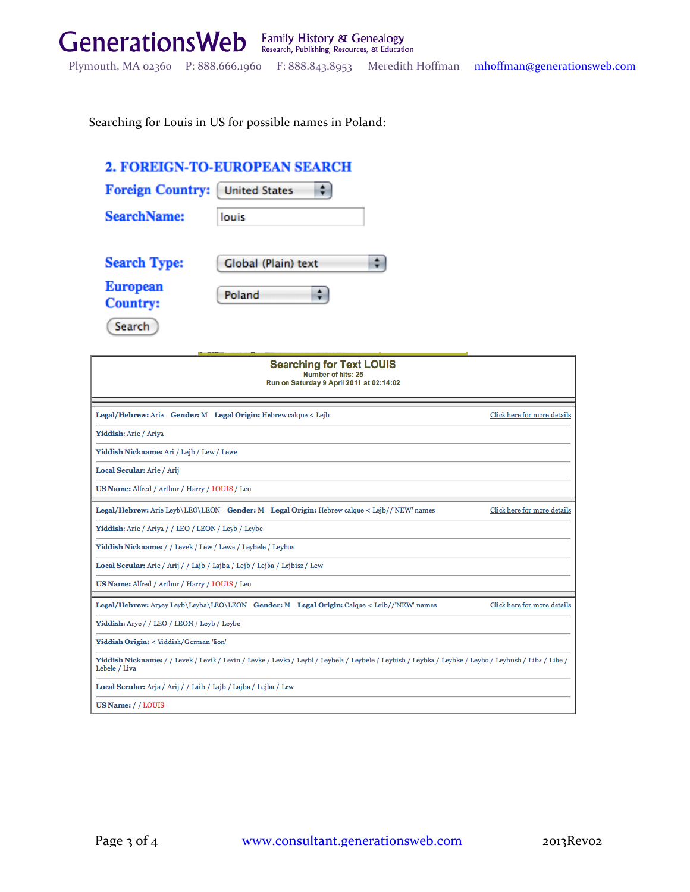Searching for Louis in US for possible names in Poland:

## 2. FOREIGN-TO-EUROPEAN SEARCH

**Foreign Country:** United States

**SearchName:** louis

**Search Type:** Global (Plain) text

**European Country:** Poland

Search

### Searching for Text LOUIS

Number of hits: 25

Run on Saturday 9 April 2011 at 02:14:02

**Legal/Hebrew:** Arie **Gender:** M **Legal Origin:** Hebrew calque < Lejb — Click here for more details

**Yiddish:** Arie / Ariya

**Yiddish Nickname:** Ari / Lejb / Lew / Lewe

**Local Secular:** Arie / Arij

**US Name:** Alfred / Arthur / Harry / LOUIS / Leo

---

**Legal/Hebrew:** Arie Leyb\LEO\LEON **Gender:** M **Legal Origin:** Hebrew calque < Lejb//'NEW' names — Click here for more details

**Yiddish:** Arie / Ariya / / LEO / LEON / Leyb / Leybe

**Yiddish Nickname:** / / Levek / Lew / Lewe / Leybele / Leybus

**Local Secular:** Arie / Arij / / Lajb / Lajba / Lejb / Lejba / Lejbisz / Lew

**US Name:** Alfred / Arthur / Harry / LOUIS / Leo

---

**Legal/Hebrew:** Aryey Leyb\Leyba\LEO\LEON **Gender:** M **Legal Origin:** Calque < Leib//'NEW' names — Click here for more details

**Yiddish:** Arye / / LEO / LEON / Leyb / Leybe

**Yiddish Origin:** < Yiddish/German 'lion'

**Yiddish Nickname:** / / Levek / Levik / Levin / Levke / Levko / Leybl / Leybela / Leybele / Leybish / Leybka / Leybke / Leybo / Leybush / Liba / Libe / Lebele / Liva

**Local Secular:** Arja / Arij / / Laib / Lajb / Lajba / Lejba / Lew

**US Name:** / / LOUIS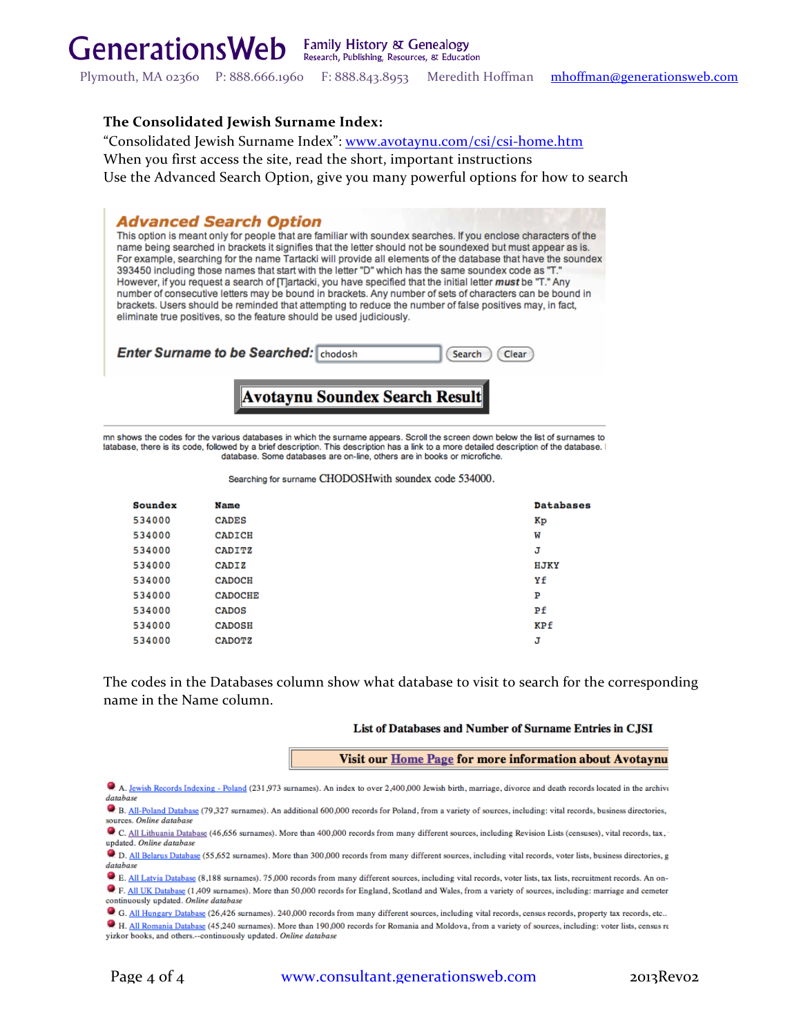**The Consolidated Jewish Surname Index:**

"Consolidated Jewish Surname Index": www.avotaynu.com/csi/csi-home.htm

When you first access the site, read the short, important instructions

Use the Advanced Search Option, give you many powerful options for how to search

## Advanced Search Option

This option is meant only for people that are familiar with soundex searches. If you enclose characters of the name being searched in brackets it signifies that the letter should not be soundexed but must appear as is. For example, searching for the name Tartacki will provide all elements of the database that have the soundex 393450 including those names that start with the letter "D" which has the same soundex code as "T." However, if you request a search of [T]artacki, you have specified that the initial letter ***must*** be "T." Any number of consecutive letters may be bound in brackets. Any number of sets of characters can be bound in brackets. Users should be reminded that attempting to reduce the number of false positives may, in fact, eliminate true positives, so the feature should be used judiciously.

***Enter Surname to be Searched:*** chodosh Search Clear

**Avotaynu Soundex Search Result**

mn shows the codes for the various databases in which the surname appears. Scroll the screen down below the list of surnames to latabase, there is its code, followed by a brief description. This description has a link to a more detailed description of the database. database. Some databases are on-line, others are in books or microfiche.

Searching for surname CHODOSHwith soundex code 534000.

| Soundex | Name | Databases |
|---|---|---|
| 534000 | CADES | Kp |
| 534000 | CADICH | W |
| 534000 | CADITZ | J |
| 534000 | CADIZ | HJKY |
| 534000 | CADOCH | Yf |
| 534000 | CADOCHE | P |
| 534000 | CADOS | Pf |
| 534000 | CADOSH | KPf |
| 534000 | CADOTZ | J |

The codes in the Databases column show what database to visit to search for the corresponding name in the Name column.

**List of Databases and Number of Surname Entries in CJSI**

**Visit our Home Page for more information about Avotaynu**

- A. Jewish Records Indexing - Poland (231,973 surnames). An index to over 2,400,000 Jewish birth, marriage, divorce and death records located in the archiv *database*
- B. All-Poland Database (79,327 surnames). An additional 600,000 records for Poland, from a variety of sources, including: vital records, business directories, sources. *Online database*
- C. All Lithuania Database (46,656 surnames). More than 400,000 records from many different sources, including Revision Lists (censuses), vital records, tax, updated. *Online database*
- D. All Belarus Database (55,652 surnames). More than 300,000 records from many different sources, including vital records, voter lists, business directories, g *database*
- E. All Latvia Database (8,188 surnames). 75,000 records from many different sources, including vital records, voter lists, tax lists, recruitment records. An on-
- F. All UK Database (1,409 surnames). More than 50,000 records for England, Scotland and Wales, from a variety of sources, including: marriage and cemeter continuously updated. *Online database*
- G. All Hungary Database (26,426 surnames). 240,000 records from many different sources, including vital records, census records, property tax records, etc..
- H. All Romania Database (45,240 surnames). More than 190,000 records for Romania and Moldova, from a variety of sources, including: voter lists, census re yizkor books, and others.--continuously updated. *Online database*